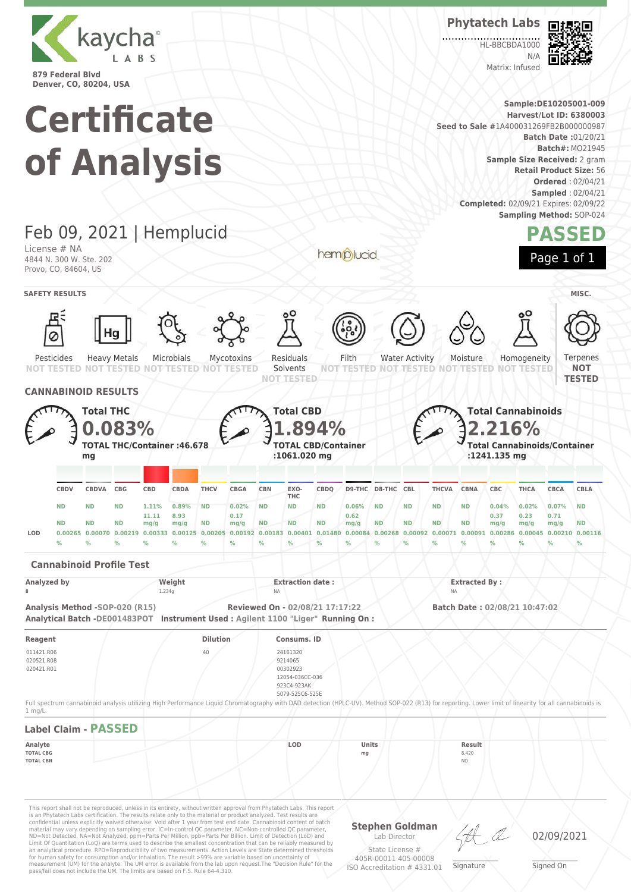kaycha LABS

879 Federal Blvd
Denver, CO, 80204, USA

# Certificate of Analysis

**Phytatech Labs**

HL-BBCBDA1000
N/A
Matrix: Infused

**Sample:** DE10205001-009
**Harvest/Lot ID:** 6380003
**Seed to Sale** #1A400031269FB2B000000987
**Batch Date** :01/20/21
**Batch#:** MO21945
**Sample Size Received:** 2 gram
**Retail Product Size:** 56
**Ordered** : 02/04/21
**Sampled** : 02/04/21
**Completed:** 02/09/21 Expires: 02/09/22
**Sampling Method:** SOP-024

## Feb 09, 2021 | Hemplucid

License # NA
4844 N. 300 W. Ste. 202
Provo, CO, 84604, US

hemplucid

**PASSED**

## SAFETY RESULTS

| Pesticides | Heavy Metals | Microbials | Mycotoxins | Residuals Solvents | Filth | Water Activity | Moisture | Homogeneity | Terpenes (MISC.) |
|---|---|---|---|---|---|---|---|---|---|
| NOT TESTED | NOT TESTED | NOT TESTED | NOT TESTED | NOT TESTED | NOT TESTED | NOT TESTED | NOT TESTED | NOT TESTED | NOT TESTED |

## CANNABINOID RESULTS

**Total THC 0.083%**
TOTAL THC/Container :46.678 mg

**Total CBD 1.894%**
TOTAL CBD/Container :1061.020 mg

**Total Cannabinoids 2.216%**
Total Cannabinoids/Container :1241.135 mg

| | CBDV | CBDVA | CBG | CBD | CBDA | THCV | CBGA | CBN | EXO-THC | CBDQ | D9-THC | D8-THC | CBL | THCVA | CBNA | CBC | THCA | CBCA | CBLA |
|---|---|---|---|---|---|---|---|---|---|---|---|---|---|---|---|---|---|---|---|
| % | ND | ND | ND | 1.11% | 0.89% | ND | 0.02% | ND | ND | ND | 0.06% | ND | ND | ND | ND | 0.04% | 0.02% | 0.07% | ND |
| mg/g | ND | ND | ND | 11.11 mg/g | 8.93 mg/g | ND | 0.17 mg/g | ND | ND | ND | 0.62 mg/g | ND | ND | ND | ND | 0.37 mg/g | 0.23 mg/g | 0.71 mg/g | ND |
| LOD | 0.00265 % | 0.00070 % | 0.00219 % | 0.00333 % | 0.00125 % | 0.00205 % | 0.00192 % | 0.00183 % | 0.00401 % | 0.01480 % | 0.00084 % | 0.00268 % | 0.00092 % | 0.00071 % | 0.00091 % | 0.00286 % | 0.00045 % | 0.00210 % | 0.00116 % |

### Cannabinoid Profile Test

| Analyzed by | Weight | Extraction date : | Extracted By : |
|---|---|---|---|
| 8 | 1.234g | NA | NA |

**Analysis Method** -SOP-020 (R15) **Reviewed On** - 02/08/21 17:17:22 **Batch Date** : 02/08/21 10:47:02
**Analytical Batch** -DE001483POT **Instrument Used** : Agilent 1100 "Liger" **Running On** :

| Reagent | Dilution | Consums. ID |
|---|---|---|
| 011421.R06<br>020521.R08<br>020421.R01 | 40 | 24161320<br>9214065<br>00302923<br>12054-036CC-036<br>923C4-923AK<br>5079-525C6-525E |

Full spectrum cannabinoid analysis utilizing High Performance Liquid Chromatography with DAD detection (HPLC-UV). Method SOP-022 (R13) for reporting. Lower limit of linearity for all cannabinoids is 1 mg/L.

### Label Claim - PASSED

| Analyte | LOD | Units | Result |
|---|---|---|---|
| TOTAL CBG | | mg | 8.420 |
| TOTAL CBN | | | ND |

This report shall not be reproduced, unless in its entirety, without written approval from Phytatech Labs. This report is an Phytatech Labs certification. The results relate only to the material or product analyzed. Test results are confidential unless explicitly waived otherwise. Void after 1 year from test end date. Cannabinoid content of batch material may vary depending on sampling error. IC=In-control QC parameter, NC=Non-controlled QC parameter, ND=Not Detected, NA=Not Analyzed, ppm=Parts Per Million, ppb=Parts Per Billion. Limit of Detection (LoD) and Limit Of Quantitation (LoQ) are terms used to describe the smallest concentration that can be reliably measured by an analytical procedure. RPD=Reproducibility of two measurements. Action Levels are State determined thresholds for human safety for consumption and/or inhalation. The result >99% are variable based on uncertainty of measurement (UM) for the analyte. The UM error is available from the lab upon request.The "Decision Rule" for the pass/fail does not include the UM. The limits are based on F.S. Rule 64-4.310.

**Stephen Goldman**
Lab Director
State License # 405R-00011 405-00008
ISO Accreditation # 4331.01

Signature

02/09/2021
Signed On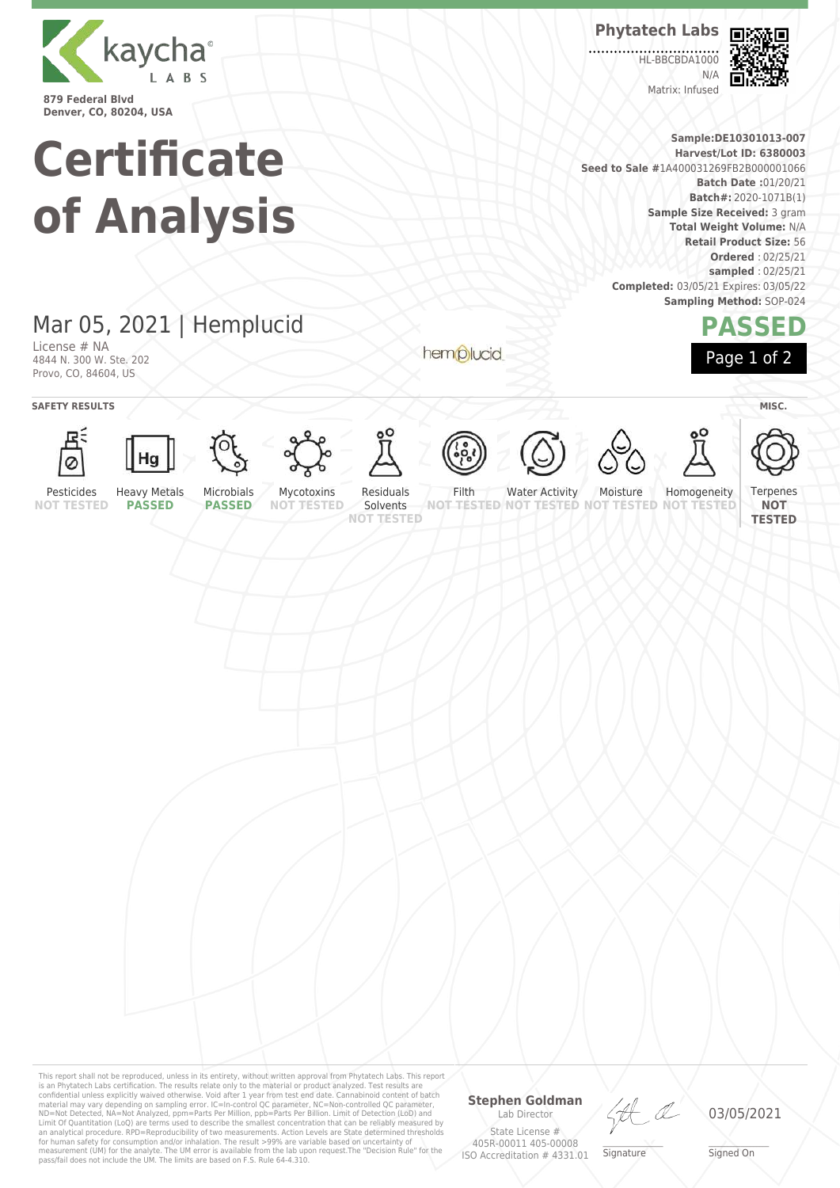kaycha LABS

879 Federal Blvd
Denver, CO, 80204, USA

**Phytatech Labs**

HL-BBCBDA1000
N/A
Matrix: Infused

# Certificate of Analysis

**Sample:DE10301013-007**
**Harvest/Lot ID: 6380003**
**Seed to Sale** #1A400031269FB2B000001066
**Batch Date :**01/20/21
**Batch#:** 2020-1071B(1)
**Sample Size Received:** 3 gram
**Total Weight Volume:** N/A
**Retail Product Size:** 56
**Ordered** : 02/25/21
**sampled** : 02/25/21
**Completed:** 03/05/21 Expires: 03/05/22
**Sampling Method:** SOP-024

## Mar 05, 2021 | Hemplucid

License # NA
4844 N. 300 W. Ste. 202
Provo, CO, 84604, US

hemplucid

**PASSED**

**SAFETY RESULTS** | **MISC.**

| Pesticides | Heavy Metals | Microbials | Mycotoxins | Residuals Solvents | Filth | Water Activity | Moisture | Homogeneity | Terpenes |
|---|---|---|---|---|---|---|---|---|---|
| NOT TESTED | **PASSED** | **PASSED** | NOT TESTED | NOT TESTED | NOT TESTED | NOT TESTED | NOT TESTED | NOT TESTED | **NOT TESTED** |

This report shall not be reproduced, unless in its entirety, without written approval from Phytatech Labs. This report is an Phytatech Labs certification. The results relate only to the material or product analyzed. Test results are confidential unless explicitly waived otherwise. Void after 1 year from test end date. Cannabinoid content of batch material may vary depending on sampling error. IC=In-control QC parameter, NC=Non-controlled QC parameter, ND=Not Detected, NA=Not Analyzed, ppm=Parts Per Million, ppb=Parts Per Billion. Limit of Detection (LoD) and Limit Of Quantitation (LoQ) are terms used to describe the smallest concentration that can be reliably measured by an analytical procedure. RPD=Reproducibility of two measurements. Action Levels are State determined thresholds for human safety for consumption and/or inhalation. The result >99% are variable based on uncertainty of measurement (UM) for the analyte. The UM error is available from the lab upon request.The "Decision Rule" for the pass/fail does not include the UM. The limits are based on F.S. Rule 64-4.310.

**Stephen Goldman**
Lab Director
State License #
405R-00011 405-00008
ISO Accreditation # 4331.01

Signature

03/05/2021
Signed On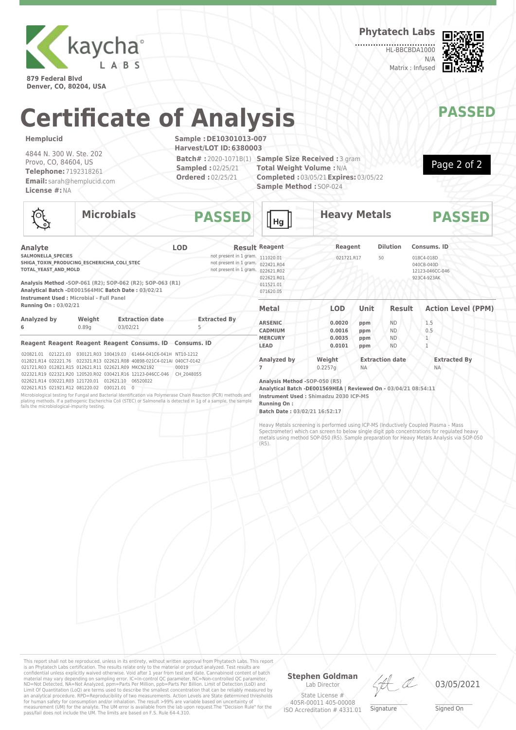kaycha LABS

879 Federal Blvd
Denver, CO, 80204, USA

**Phytatech Labs**

HL-BBCBDA1000
N/A
Matrix : Infused

# Certificate of Analysis

**PASSED**

**Hemplucid**

4844 N. 300 W. Ste. 202
Provo, CO, 84604, US
**Telephone:** 7192318261
**Email:** sarah@hemplucid.com
**License #:** NA

**Sample : DE10301013-007**
**Harvest/LOT ID: 6380003**
**Batch# :** 2020-1071B(1)
**Sampled :** 02/25/21
**Ordered :** 02/25/21

**Sample Size Received :** 3 gram
**Total Weight Volume :** N/A
**Completed :** 03/05/21 **Expires:** 03/05/22
**Sample Method :** SOP-024

Page 2 of 2

## Microbials — PASSED

| Analyte | LOD | Result |
|---|---|---|
| SALMONELLA_SPECIES | | not present in 1 gram. |
| SHIGA_TOXIN_PRODUCING_ESCHERICHIA_COLI_STEC | | not present in 1 gram. |
| TOTAL_YEAST_AND_MOLD | | not present in 1 gram. |

**Analysis Method** -SOP-061 (R2); SOP-062 (R2); SOP-063 (R1)
**Analytical Batch** -DE001564MIC **Batch Date :** 03/02/21
**Instrument Used :** Microbial - Full Panel
**Running On :** 03/02/21

| Analyzed by | Weight | Extraction date | Extracted By |
|---|---|---|---|
| 6 | 0.89g | 03/02/21 | 5 |

| Reagent | Reagent | Reagent | Reagent | Consums. ID | Consums. ID |
|---|---|---|---|---|---|
| 020821.01 | 021221.03 | 030121.R03 | 100419.03 | 61464-041C6-041H | NT10-1212 |
| 012821.R14 | 022221.76 | 022321.R13 | 022621.R08 | 40898-021C4-021AI | 040C7-0142 |
| 021721.R03 | 012821.R15 | 012621.R11 | 022621.R09 | MKCN2192 | 00019 |
| 022321.R19 | 022321.R20 | 120520.R02 | 030421.R16 | 12123-046CC-046 | CH_2048055 |
| 022621.R14 | 030221.R03 | 121720.01 | 012621.10 | 06520022 | |
| 022621.R15 | 021921.R12 | 081220.02 | 030121.01 | 0 | |

Microbiological testing for Fungal and Bacterial Identification via Polymerase Chain Reaction (PCR) methods and plating methods. If a pathogenic Escherichia Coli (STEC) or Salmonella is detected in 1g of a sample, the sample fails the microbiological-impurity testing.

## Heavy Metals — PASSED

| Reagent | Reagent | Dilution | Consums. ID |
|---|---|---|---|
| 111020.01 | 021721.R17 | 50 | 018C4-018D |
| 022421.R04 | | | 040CB-040D |
| 022621.R02 | | | 12123-046CC-046 |
| 022621.R01 | | | 923C4-923AK |
| 011521.01 | | | |
| 071620.05 | | | |

| Metal | LOD | Unit | Result | Action Level (PPM) |
|---|---|---|---|---|
| ARSENIC | 0.0020 | ppm | ND | 1.5 |
| CADMIUM | 0.0016 | ppm | ND | 0.5 |
| MERCURY | 0.0035 | ppm | ND | 1 |
| LEAD | 0.0101 | ppm | ND | 1 |

| Analyzed by | Weight | Extraction date | Extracted By |
|---|---|---|---|
| 7 | 0.2257g | NA | NA |

**Analysis Method** -SOP-050 (R5)
**Analytical Batch** -DE001569HEA | **Reviewed On** - 03/04/21 08:54:11
**Instrument Used :** Shimadzu 2030 ICP-MS
**Running On :**
**Batch Date :** 03/02/21 16:52:17

Heavy Metals screening is performed using ICP-MS (Inductively Coupled Plasma - Mass Spectrometer) which can screen to below single digit ppb concentrations for regulated heavy metals using method SOP-050 (R5). Sample preparation for Heavy Metals Analysis via SOP-050 (R5).

This report shall not be reproduced, unless in its entirety, without written approval from Phytatech Labs. This report is an Phytatech Labs certification. The results relate only to the material or product analyzed. Test results are confidential unless explicitly waived otherwise. Void after 1 year from test end date. Cannabinoid content of batch material may vary depending on sampling error. IC=In-control QC parameter, NC=Non-controlled QC parameter, ND=Not Detected, NA=Not Analyzed, ppm=Parts Per Million, ppb=Parts Per Billion. Limit of Detection (LoD) and Limit Of Quantitation (LoQ) are terms used to describe the smallest concentration that can be reliably measured by an analytical procedure. RPD=Reproducibility of two measurements. Action Levels are State determined thresholds for human safety for consumption and/or inhalation. The result >99% are variable based on uncertainty of measurement (UM) for the analyte. The UM error is available from the lab upon request.The "Decision Rule" for the pass/fail does not include the UM. The limits are based on F.S. Rule 64-4.310.

**Stephen Goldman**
Lab Director
State License #
405R-00011 405-00008
ISO Accreditation # 4331.01

Signature

03/05/2021
Signed On